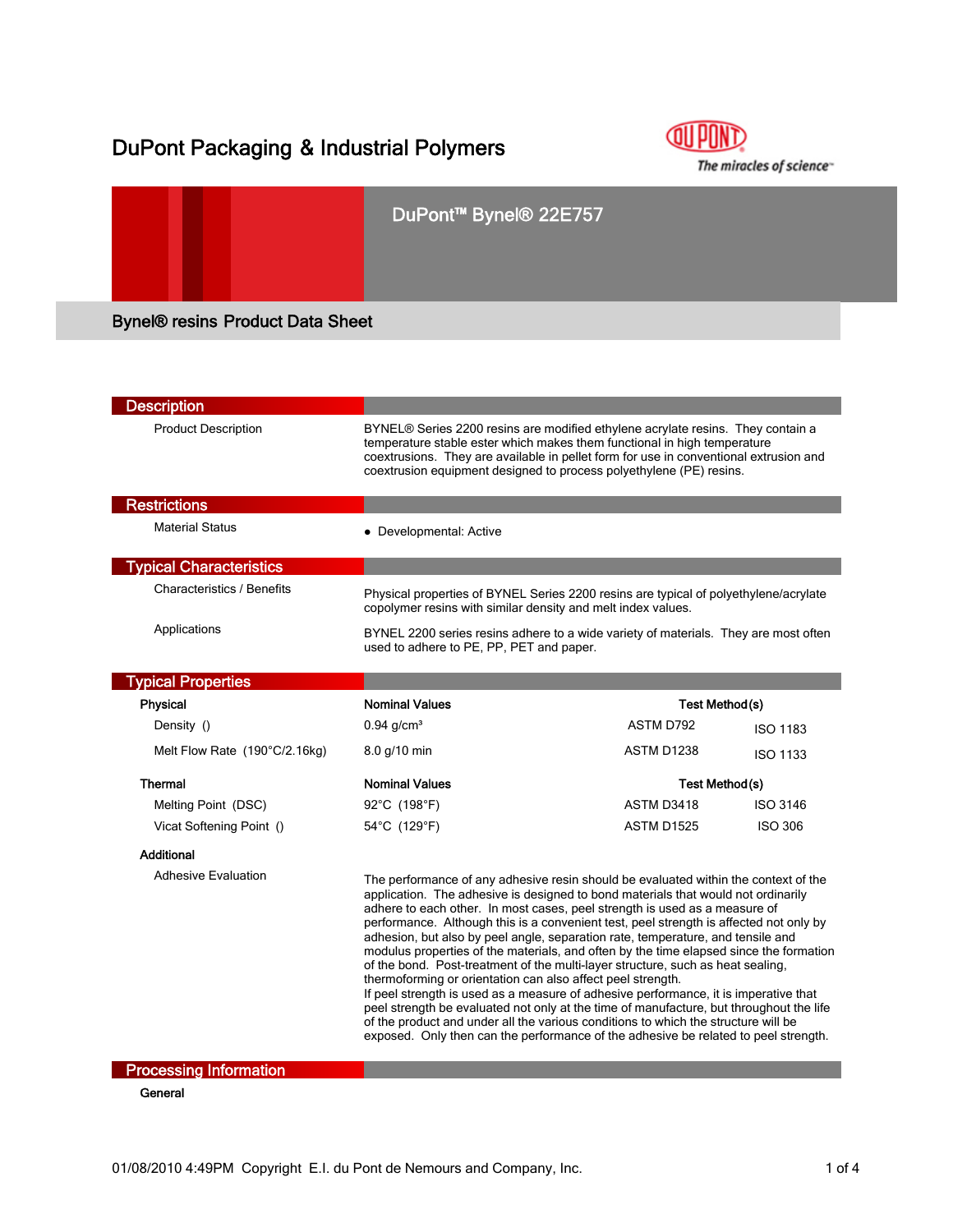# DuPont Packaging & Industrial Polymers

The miracles of science™

## DuPont™ Bynel® 22E757

### Bynel® resins Product Data Sheet

## Description

**Product Description**

BYNEL® Series 2200 resins are modified ethylene acrylate resins. They contain a temperature stable ester which makes them functional in high temperature coextrusions. They are available in pellet form for use in conventional extrusion and coextrusion equipment designed to process polyethylene (PE) resins.

## Restrictions

**Material Status**

- Developmental: Active

## Typical Characteristics

**Characteristics / Benefits**

Physical properties of BYNEL Series 2200 resins are typical of polyethylene/acrylate copolymer resins with similar density and melt index values.

**Applications**

BYNEL 2200 series resins adhere to a wide variety of materials. They are most often used to adhere to PE, PP, PET and paper.

## Typical Properties

| Physical | Nominal Values | Test Method(s) | |
|---|---|---|---|
| Density () | 0.94 g/cm³ | ASTM D792 | ISO 1183 |
| Melt Flow Rate (190°C/2.16kg) | 8.0 g/10 min | ASTM D1238 | ISO 1133 |

| Thermal | Nominal Values | Test Method(s) | |
|---|---|---|---|
| Melting Point (DSC) | 92°C (198°F) | ASTM D3418 | ISO 3146 |
| Vicat Softening Point () | 54°C (129°F) | ASTM D1525 | ISO 306 |

**Additional**

**Adhesive Evaluation**

The performance of any adhesive resin should be evaluated within the context of the application. The adhesive is designed to bond materials that would not ordinarily adhere to each other. In most cases, peel strength is used as a measure of performance. Although this is a convenient test, peel strength is affected not only by adhesion, but also by peel angle, separation rate, temperature, and tensile and modulus properties of the materials, and often by the time elapsed since the formation of the bond. Post-treatment of the multi-layer structure, such as heat sealing, thermoforming or orientation can also affect peel strength.
If peel strength is used as a measure of adhesive performance, it is imperative that peel strength be evaluated not only at the time of manufacture, but throughout the life of the product and under all the various conditions to which the structure will be exposed. Only then can the performance of the adhesive be related to peel strength.

## Processing Information

**General**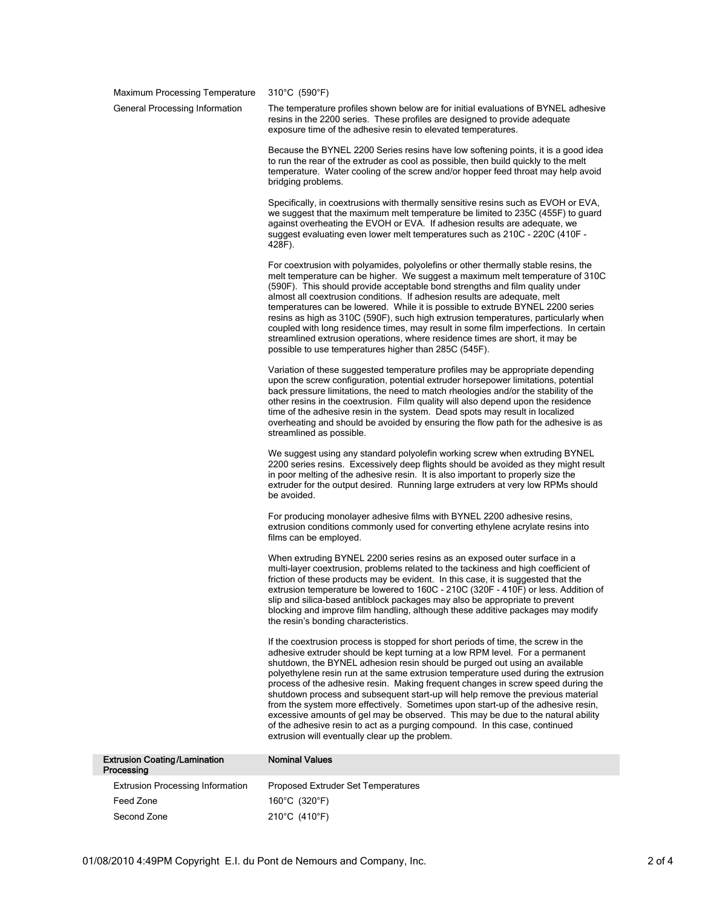| | |
|---|---|
| Maximum Processing Temperature | 310°C (590°F) |
| General Processing Information | The temperature profiles shown below are for initial evaluations of BYNEL adhesive resins in the 2200 series. These profiles are designed to provide adequate exposure time of the adhesive resin to elevated temperatures. |

Because the BYNEL 2200 Series resins have low softening points, it is a good idea to run the rear of the extruder as cool as possible, then build quickly to the melt temperature. Water cooling of the screw and/or hopper feed throat may help avoid bridging problems.

Specifically, in coextrusions with thermally sensitive resins such as EVOH or EVA, we suggest that the maximum melt temperature be limited to 235C (455F) to guard against overheating the EVOH or EVA. If adhesion results are adequate, we suggest evaluating even lower melt temperatures such as 210C - 220C (410F - 428F).

For coextrusion with polyamides, polyolefins or other thermally stable resins, the melt temperature can be higher. We suggest a maximum melt temperature of 310C (590F). This should provide acceptable bond strengths and film quality under almost all coextrusion conditions. If adhesion results are adequate, melt temperatures can be lowered. While it is possible to extrude BYNEL 2200 series resins as high as 310C (590F), such high extrusion temperatures, particularly when coupled with long residence times, may result in some film imperfections. In certain streamlined extrusion operations, where residence times are short, it may be possible to use temperatures higher than 285C (545F).

Variation of these suggested temperature profiles may be appropriate depending upon the screw configuration, potential extruder horsepower limitations, potential back pressure limitations, the need to match rheologies and/or the stability of the other resins in the coextrusion. Film quality will also depend upon the residence time of the adhesive resin in the system. Dead spots may result in localized overheating and should be avoided by ensuring the flow path for the adhesive is as streamlined as possible.

We suggest using any standard polyolefin working screw when extruding BYNEL 2200 series resins. Excessively deep flights should be avoided as they might result in poor melting of the adhesive resin. It is also important to properly size the extruder for the output desired. Running large extruders at very low RPMs should be avoided.

For producing monolayer adhesive films with BYNEL 2200 adhesive resins, extrusion conditions commonly used for converting ethylene acrylate resins into films can be employed.

When extruding BYNEL 2200 series resins as an exposed outer surface in a multi-layer coextrusion, problems related to the tackiness and high coefficient of friction of these products may be evident. In this case, it is suggested that the extrusion temperature be lowered to 160C - 210C (320F - 410F) or less. Addition of slip and silica-based antiblock packages may also be appropriate to prevent blocking and improve film handling, although these additive packages may modify the resin's bonding characteristics.

If the coextrusion process is stopped for short periods of time, the screw in the adhesive extruder should be kept turning at a low RPM level. For a permanent shutdown, the BYNEL adhesion resin should be purged out using an available polyethylene resin run at the same extrusion temperature used during the extrusion process of the adhesive resin. Making frequent changes in screw speed during the shutdown process and subsequent start-up will help remove the previous material from the system more effectively. Sometimes upon start-up of the adhesive resin, excessive amounts of gel may be observed. This may be due to the natural ability of the adhesive resin to act as a purging compound. In this case, continued extrusion will eventually clear up the problem.

| **Extrusion Coating/Lamination Processing** | **Nominal Values** |
|---|---|
| Extrusion Processing Information | Proposed Extruder Set Temperatures |
| Feed Zone | 160°C (320°F) |
| Second Zone | 210°C (410°F) |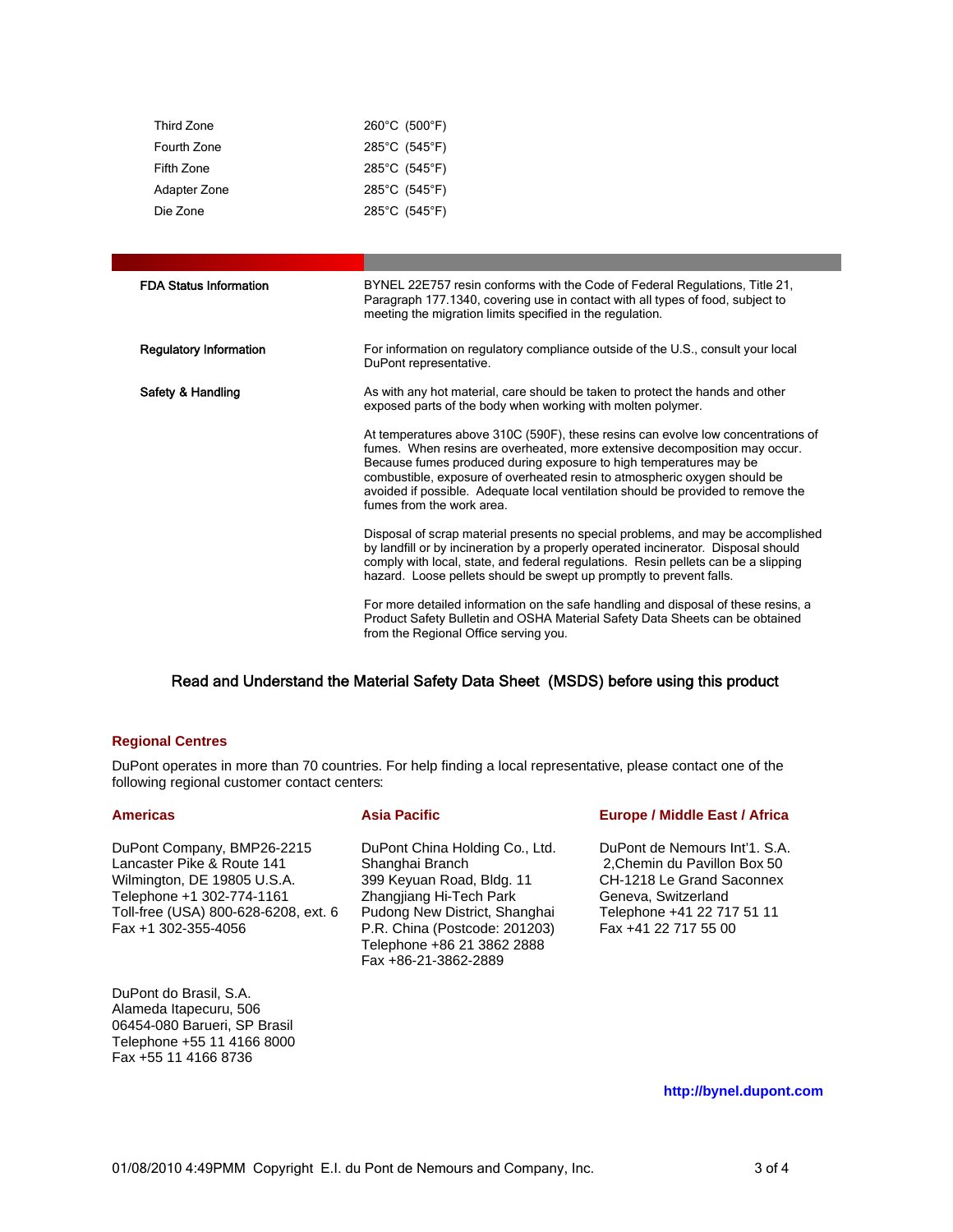| | |
|---|---|
| Third Zone | 260°C (500°F) |
| Fourth Zone | 285°C (545°F) |
| Fifth Zone | 285°C (545°F) |
| Adapter Zone | 285°C (545°F) |
| Die Zone | 285°C (545°F) |

**FDA Status Information**

BYNEL 22E757 resin conforms with the Code of Federal Regulations, Title 21, Paragraph 177.1340, covering use in contact with all types of food, subject to meeting the migration limits specified in the regulation.

**Regulatory Information**

For information on regulatory compliance outside of the U.S., consult your local DuPont representative.

**Safety & Handling**

As with any hot material, care should be taken to protect the hands and other exposed parts of the body when working with molten polymer.

At temperatures above 310C (590F), these resins can evolve low concentrations of fumes. When resins are overheated, more extensive decomposition may occur. Because fumes produced during exposure to high temperatures may be combustible, exposure of overheated resin to atmospheric oxygen should be avoided if possible. Adequate local ventilation should be provided to remove the fumes from the work area.

Disposal of scrap material presents no special problems, and may be accomplished by landfill or by incineration by a properly operated incinerator. Disposal should comply with local, state, and federal regulations. Resin pellets can be a slipping hazard. Loose pellets should be swept up promptly to prevent falls.

For more detailed information on the safe handling and disposal of these resins, a Product Safety Bulletin and OSHA Material Safety Data Sheets can be obtained from the Regional Office serving you.

**Read and Understand the Material Safety Data Sheet (MSDS) before using this product**

## Regional Centres

DuPont operates in more than 70 countries. For help finding a local representative, please contact one of the following regional customer contact centers:

### Americas

DuPont Company, BMP26-2215
Lancaster Pike & Route 141
Wilmington, DE 19805 U.S.A.
Telephone +1 302-774-1161
Toll-free (USA) 800-628-6208, ext. 6
Fax +1 302-355-4056

DuPont do Brasil, S.A.
Alameda Itapecuru, 506
06454-080 Barueri, SP Brasil
Telephone +55 11 4166 8000
Fax +55 11 4166 8736

### Asia Pacific

DuPont China Holding Co., Ltd.
Shanghai Branch
399 Keyuan Road, Bldg. 11
Zhangjiang Hi-Tech Park
Pudong New District, Shanghai
P.R. China (Postcode: 201203)
Telephone +86 21 3862 2888
Fax +86-21-3862-2889

### Europe / Middle East / Africa

DuPont de Nemours Int'1. S.A.
2,Chemin du Pavillon Box 50
CH-1218 Le Grand Saconnex
Geneva, Switzerland
Telephone +41 22 717 51 11
Fax +41 22 717 55 00

**http://bynel.dupont.com**

01/08/2010 4:49PMM Copyright E.I. du Pont de Nemours and Company, Inc.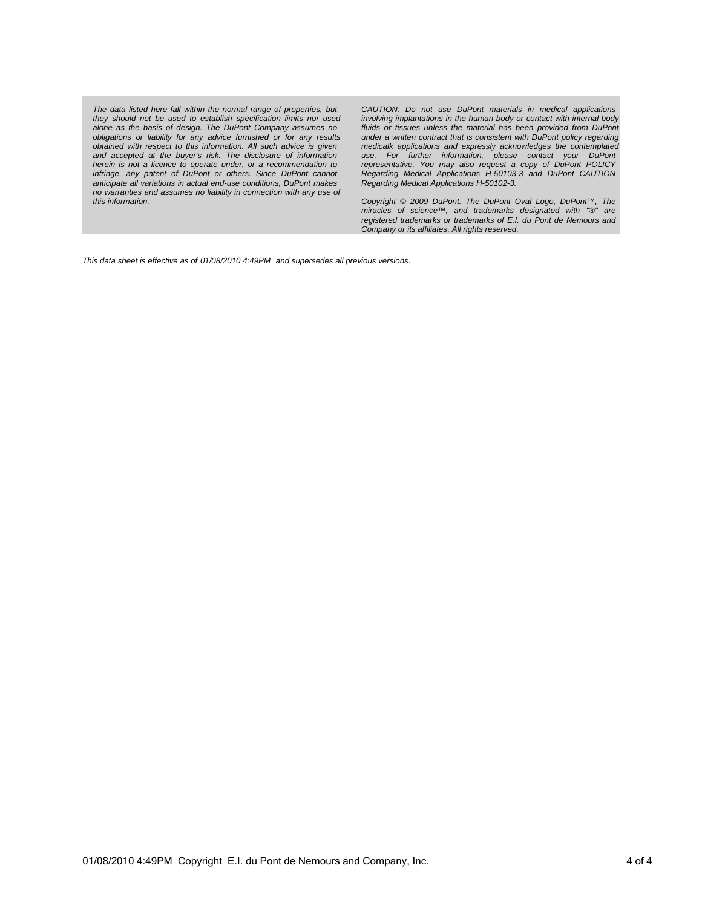*The data listed here fall within the normal range of properties, but they should not be used to establish specification limits nor used alone as the basis of design. The DuPont Company assumes no obligations or liability for any advice furnished or for any results obtained with respect to this information. All such advice is given and accepted at the buyer's risk. The disclosure of information herein is not a licence to operate under, or a recommendation to infringe, any patent of DuPont or others. Since DuPont cannot anticipate all variations in actual end-use conditions, DuPont makes no warranties and assumes no liability in connection with any use of this information.*

*CAUTION: Do not use DuPont materials in medical applications involving implantations in the human body or contact with internal body fluids or tissues unless the material has been provided from DuPont under a written contract that is consistent with DuPont policy regarding medicalk applications and expressly acknowledges the contemplated use. For further information, please contact your DuPont representative. You may also request a copy of DuPont POLICY Regarding Medical Applications H-50103-3 and DuPont CAUTION Regarding Medical Applications H-50102-3.*

*Copyright © 2009 DuPont. The DuPont Oval Logo, DuPont™, The miracles of science™, and trademarks designated with "®" are registered trademarks or trademarks of E.I. du Pont de Nemours and Company or its affiliates. All rights reserved.*

*This data sheet is effective as of 01/08/2010 4:49PM and supersedes all previous versions.*